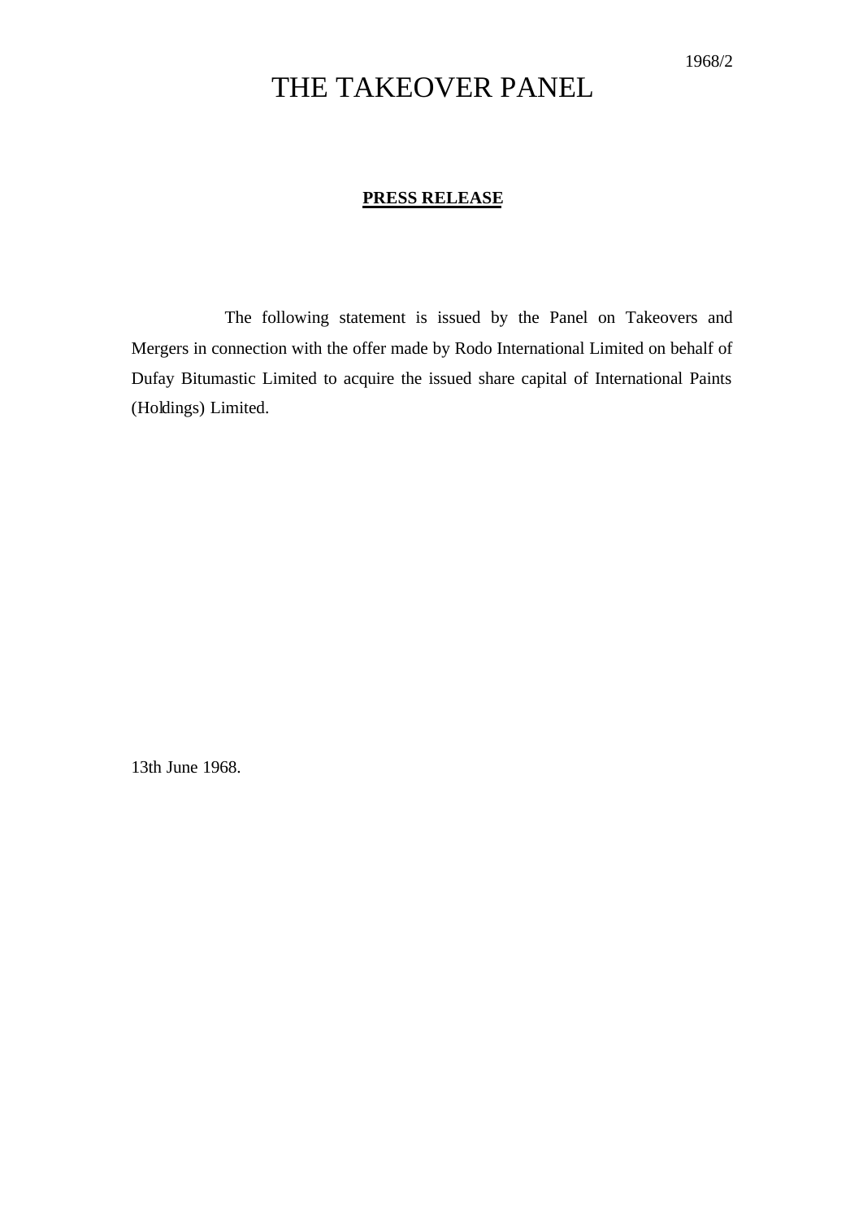1968/2

# THE TAKEOVER PANEL

**PRESS RELEASE**

The following statement is issued by the Panel on Takeovers and Mergers in connection with the offer made by Rodo International Limited on behalf of Dufay Bitumastic Limited to acquire the issued share capital of International Paints (Holdings) Limited.

13th June 1968.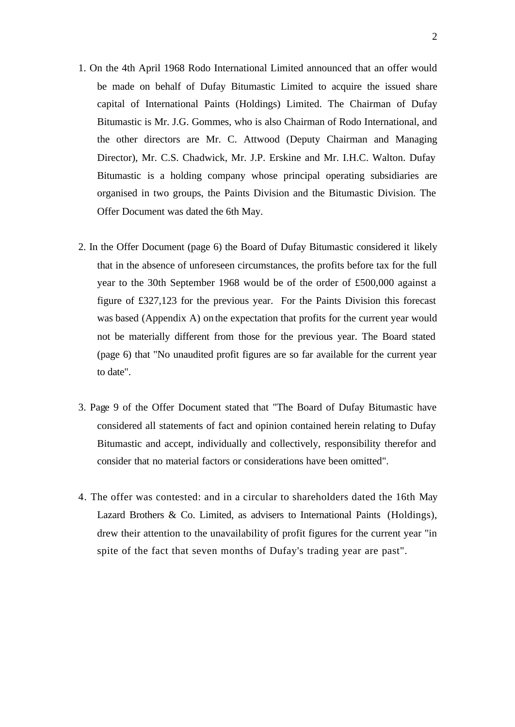1. On the 4th April 1968 Rodo International Limited announced that an offer would be made on behalf of Dufay Bitumastic Limited to acquire the issued share capital of International Paints (Holdings) Limited. The Chairman of Dufay Bitumastic is Mr. J.G. Gommes, who is also Chairman of Rodo International, and the other directors are Mr. C. Attwood (Deputy Chairman and Managing Director), Mr. C.S. Chadwick, Mr. J.P. Erskine and Mr. I.H.C. Walton. Dufay Bitumastic is a holding company whose principal operating subsidiaries are organised in two groups, the Paints Division and the Bitumastic Division. The Offer Document was dated the 6th May.

2. In the Offer Document (page 6) the Board of Dufay Bitumastic considered it likely that in the absence of unforeseen circumstances, the profits before tax for the full year to the 30th September 1968 would be of the order of £500,000 against a figure of £327,123 for the previous year. For the Paints Division this forecast was based (Appendix A) on the expectation that profits for the current year would not be materially different from those for the previous year. The Board stated (page 6) that "No unaudited profit figures are so far available for the current year to date".

3. Page 9 of the Offer Document stated that "The Board of Dufay Bitumastic have considered all statements of fact and opinion contained herein relating to Dufay Bitumastic and accept, individually and collectively, responsibility therefor and consider that no material factors or considerations have been omitted".

4. The offer was contested: and in a circular to shareholders dated the 16th May Lazard Brothers & Co. Limited, as advisers to International Paints (Holdings), drew their attention to the unavailability of profit figures for the current year "in spite of the fact that seven months of Dufay's trading year are past".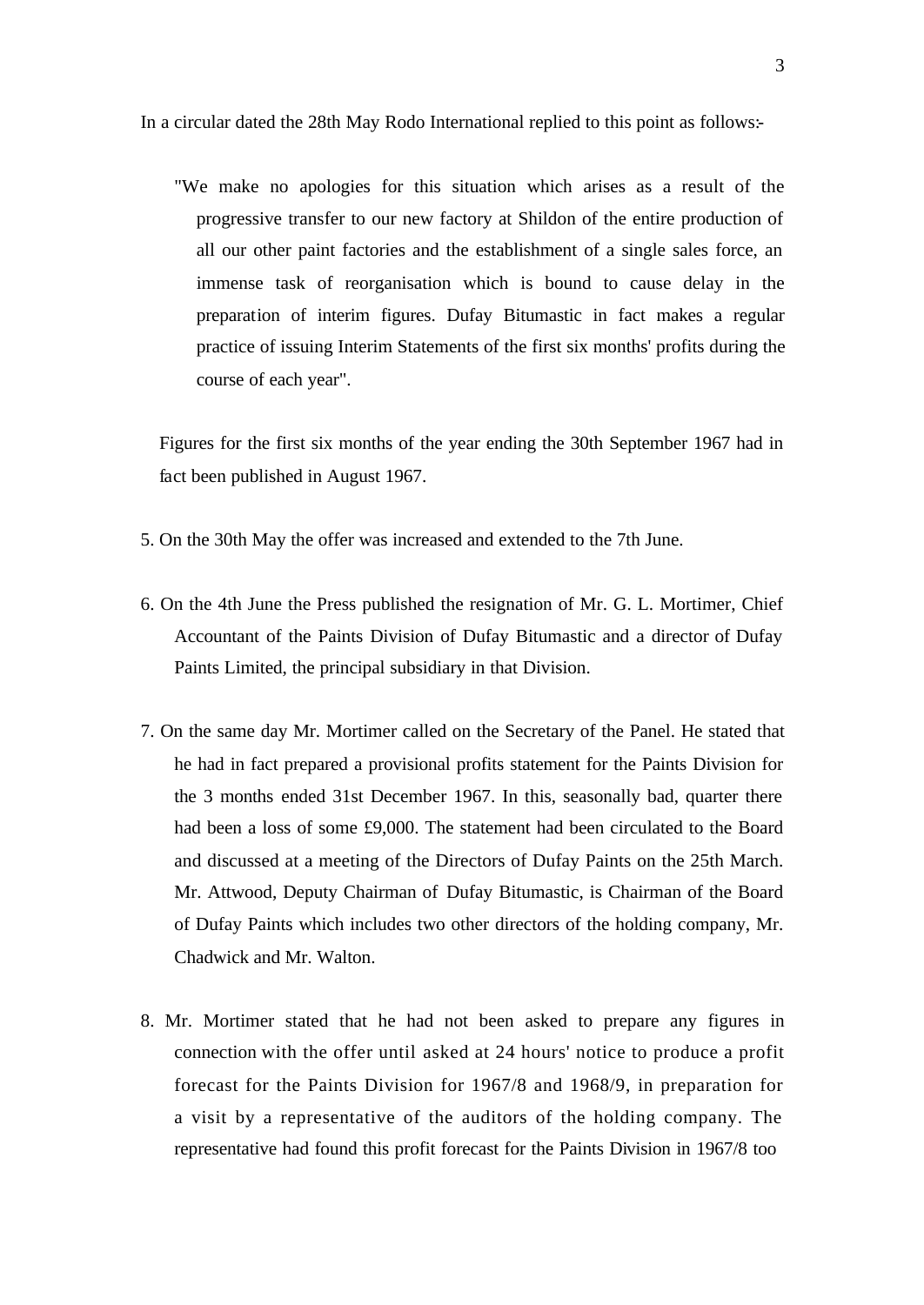In a circular dated the 28th May Rodo International replied to this point as follows:-

> "We make no apologies for this situation which arises as a result of the progressive transfer to our new factory at Shildon of the entire production of all our other paint factories and the establishment of a single sales force, an immense task of reorganisation which is bound to cause delay in the preparation of interim figures. Dufay Bitumastic in fact makes a regular practice of issuing Interim Statements of the first six months' profits during the course of each year".

Figures for the first six months of the year ending the 30th September 1967 had in fact been published in August 1967.

5. On the 30th May the offer was increased and extended to the 7th June.

6. On the 4th June the Press published the resignation of Mr. G. L. Mortimer, Chief Accountant of the Paints Division of Dufay Bitumastic and a director of Dufay Paints Limited, the principal subsidiary in that Division.

7. On the same day Mr. Mortimer called on the Secretary of the Panel. He stated that he had in fact prepared a provisional profits statement for the Paints Division for the 3 months ended 31st December 1967. In this, seasonally bad, quarter there had been a loss of some £9,000. The statement had been circulated to the Board and discussed at a meeting of the Directors of Dufay Paints on the 25th March. Mr. Attwood, Deputy Chairman of Dufay Bitumastic, is Chairman of the Board of Dufay Paints which includes two other directors of the holding company, Mr. Chadwick and Mr. Walton.

8. Mr. Mortimer stated that he had not been asked to prepare any figures in connection with the offer until asked at 24 hours' notice to produce a profit forecast for the Paints Division for 1967/8 and 1968/9, in preparation for a visit by a representative of the auditors of the holding company. The representative had found this profit forecast for the Paints Division in 1967/8 too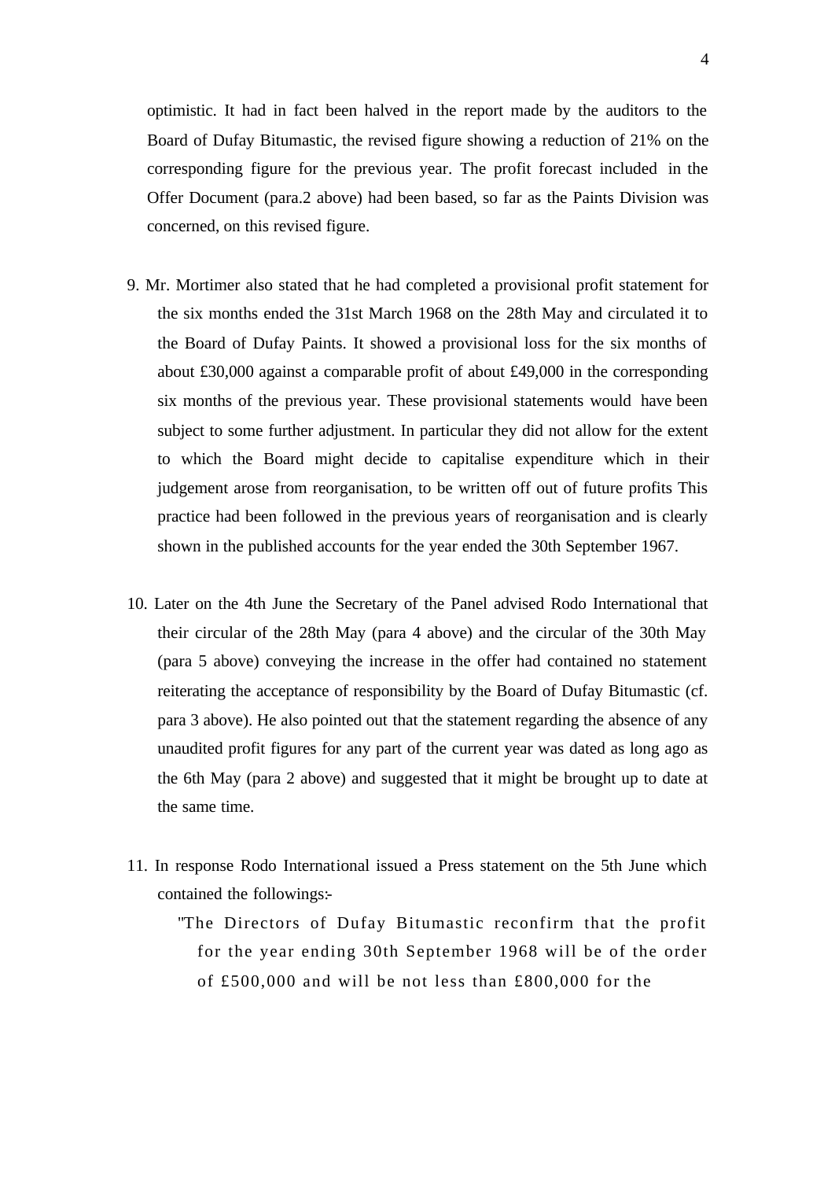optimistic. It had in fact been halved in the report made by the auditors to the Board of Dufay Bitumastic, the revised figure showing a reduction of 21% on the corresponding figure for the previous year. The profit forecast included in the Offer Document (para.2 above) had been based, so far as the Paints Division was concerned, on this revised figure.

9. Mr. Mortimer also stated that he had completed a provisional profit statement for the six months ended the 31st March 1968 on the 28th May and circulated it to the Board of Dufay Paints. It showed a provisional loss for the six months of about £30,000 against a comparable profit of about £49,000 in the corresponding six months of the previous year. These provisional statements would have been subject to some further adjustment. In particular they did not allow for the extent to which the Board might decide to capitalise expenditure which in their judgement arose from reorganisation, to be written off out of future profits This practice had been followed in the previous years of reorganisation and is clearly shown in the published accounts for the year ended the 30th September 1967.

10. Later on the 4th June the Secretary of the Panel advised Rodo International that their circular of the 28th May (para 4 above) and the circular of the 30th May (para 5 above) conveying the increase in the offer had contained no statement reiterating the acceptance of responsibility by the Board of Dufay Bitumastic (cf. para 3 above). He also pointed out that the statement regarding the absence of any unaudited profit figures for any part of the current year was dated as long ago as the 6th May (para 2 above) and suggested that it might be brought up to date at the same time.

11. In response Rodo International issued a Press statement on the 5th June which contained the followings:-

> "The Directors of Dufay Bitumastic reconfirm that the profit for the year ending 30th September 1968 will be of the order of £500,000 and will be not less than £800,000 for the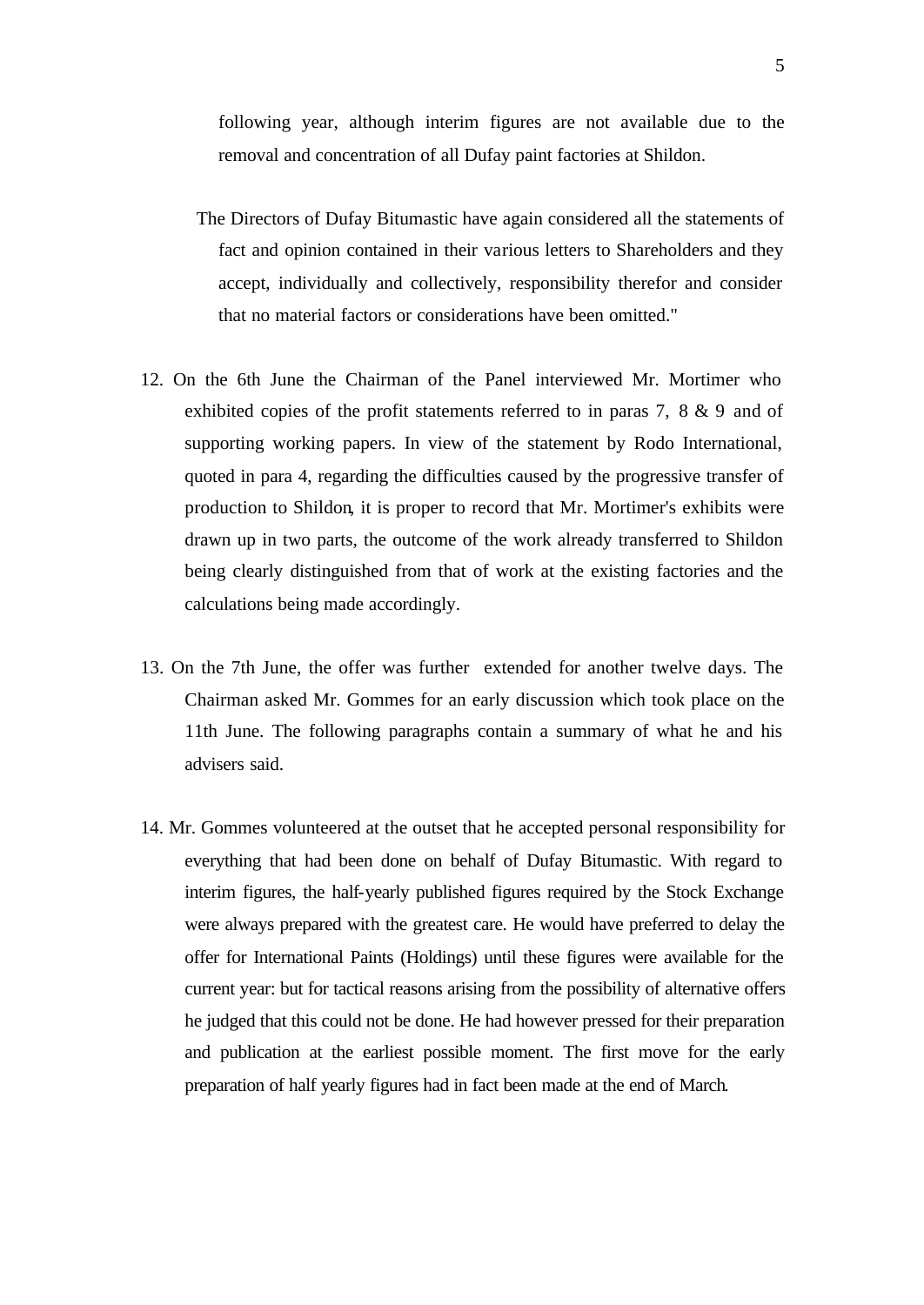following year, although interim figures are not available due to the removal and concentration of all Dufay paint factories at Shildon.

The Directors of Dufay Bitumastic have again considered all the statements of fact and opinion contained in their various letters to Shareholders and they accept, individually and collectively, responsibility therefor and consider that no material factors or considerations have been omitted."

12. On the 6th June the Chairman of the Panel interviewed Mr. Mortimer who exhibited copies of the profit statements referred to in paras 7, 8 & 9 and of supporting working papers. In view of the statement by Rodo International, quoted in para 4, regarding the difficulties caused by the progressive transfer of production to Shildon, it is proper to record that Mr. Mortimer's exhibits were drawn up in two parts, the outcome of the work already transferred to Shildon being clearly distinguished from that of work at the existing factories and the calculations being made accordingly.

13. On the 7th June, the offer was further extended for another twelve days. The Chairman asked Mr. Gommes for an early discussion which took place on the 11th June. The following paragraphs contain a summary of what he and his advisers said.

14. Mr. Gommes volunteered at the outset that he accepted personal responsibility for everything that had been done on behalf of Dufay Bitumastic. With regard to interim figures, the half-yearly published figures required by the Stock Exchange were always prepared with the greatest care. He would have preferred to delay the offer for International Paints (Holdings) until these figures were available for the current year: but for tactical reasons arising from the possibility of alternative offers he judged that this could not be done. He had however pressed for their preparation and publication at the earliest possible moment. The first move for the early preparation of half yearly figures had in fact been made at the end of March.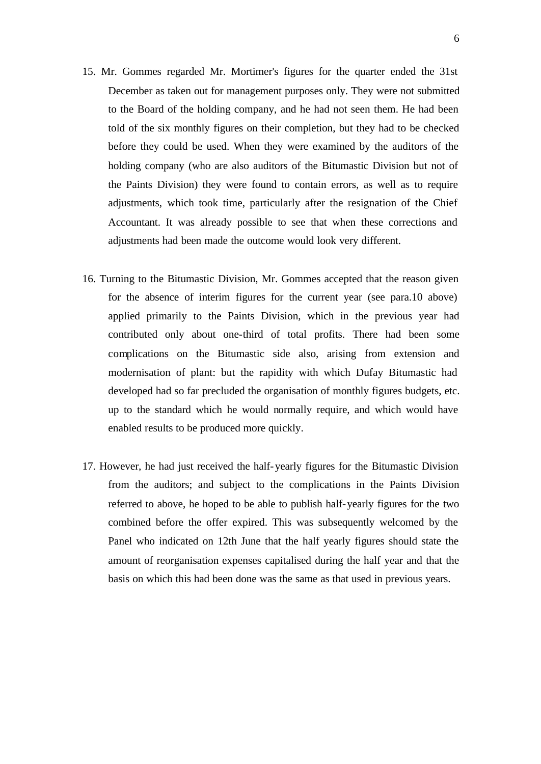15. Mr. Gommes regarded Mr. Mortimer's figures for the quarter ended the 31st December as taken out for management purposes only. They were not submitted to the Board of the holding company, and he had not seen them. He had been told of the six monthly figures on their completion, but they had to be checked before they could be used. When they were examined by the auditors of the holding company (who are also auditors of the Bitumastic Division but not of the Paints Division) they were found to contain errors, as well as to require adjustments, which took time, particularly after the resignation of the Chief Accountant. It was already possible to see that when these corrections and adjustments had been made the outcome would look very different.

16. Turning to the Bitumastic Division, Mr. Gommes accepted that the reason given for the absence of interim figures for the current year (see para.10 above) applied primarily to the Paints Division, which in the previous year had contributed only about one-third of total profits. There had been some complications on the Bitumastic side also, arising from extension and modernisation of plant: but the rapidity with which Dufay Bitumastic had developed had so far precluded the organisation of monthly figures budgets, etc. up to the standard which he would normally require, and which would have enabled results to be produced more quickly.

17. However, he had just received the half-yearly figures for the Bitumastic Division from the auditors; and subject to the complications in the Paints Division referred to above, he hoped to be able to publish half-yearly figures for the two combined before the offer expired. This was subsequently welcomed by the Panel who indicated on 12th June that the half yearly figures should state the amount of reorganisation expenses capitalised during the half year and that the basis on which this had been done was the same as that used in previous years.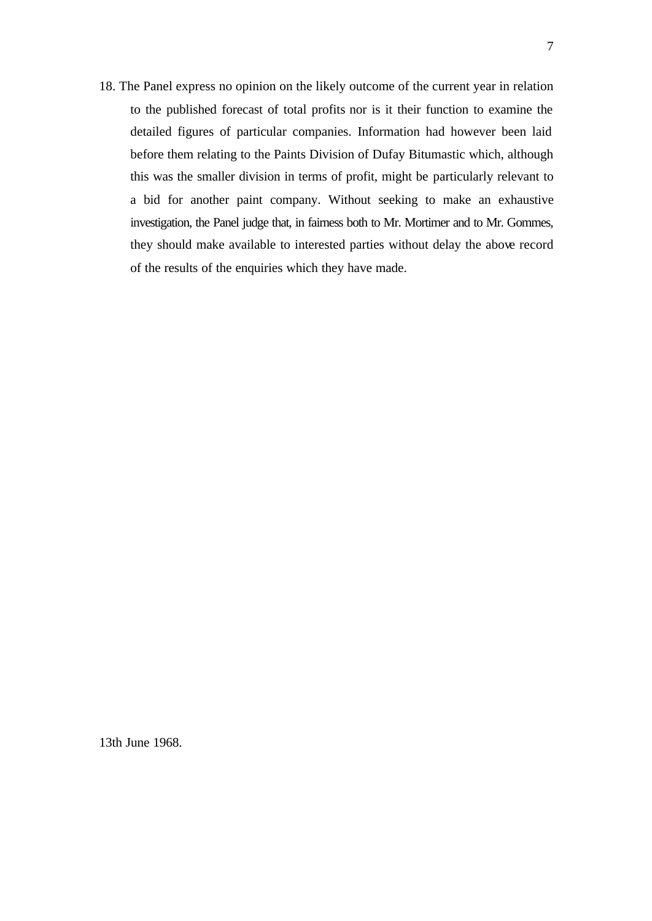18. The Panel express no opinion on the likely outcome of the current year in relation to the published forecast of total profits nor is it their function to examine the detailed figures of particular companies. Information had however been laid before them relating to the Paints Division of Dufay Bitumastic which, although this was the smaller division in terms of profit, might be particularly relevant to a bid for another paint company. Without seeking to make an exhaustive investigation, the Panel judge that, in fairness both to Mr. Mortimer and to Mr. Gommes, they should make available to interested parties without delay the above record of the results of the enquiries which they have made.

13th June 1968.